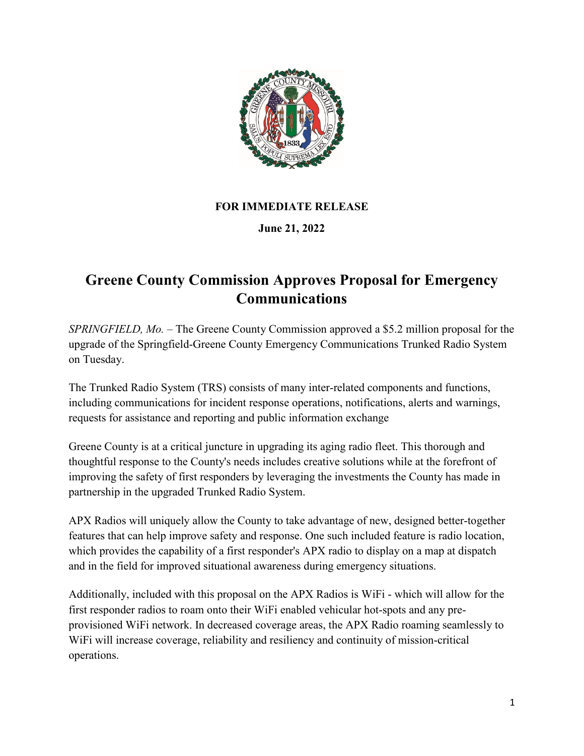**FOR IMMEDIATE RELEASE**

**June 21, 2022**

# Greene County Commission Approves Proposal for Emergency Communications

*SPRINGFIELD, Mo.* – The Greene County Commission approved a $5.2 million proposal for the upgrade of the Springfield-Greene County Emergency Communications Trunked Radio System on Tuesday.

The Trunked Radio System (TRS) consists of many inter-related components and functions, including communications for incident response operations, notifications, alerts and warnings, requests for assistance and reporting and public information exchange

Greene County is at a critical juncture in upgrading its aging radio fleet. This thorough and thoughtful response to the County's needs includes creative solutions while at the forefront of improving the safety of first responders by leveraging the investments the County has made in partnership in the upgraded Trunked Radio System.

APX Radios will uniquely allow the County to take advantage of new, designed better-together features that can help improve safety and response. One such included feature is radio location, which provides the capability of a first responder's APX radio to display on a map at dispatch and in the field for improved situational awareness during emergency situations.

Additionally, included with this proposal on the APX Radios is WiFi - which will allow for the first responder radios to roam onto their WiFi enabled vehicular hot-spots and any pre-provisioned WiFi network. In decreased coverage areas, the APX Radio roaming seamlessly to WiFi will increase coverage, reliability and resiliency and continuity of mission-critical operations.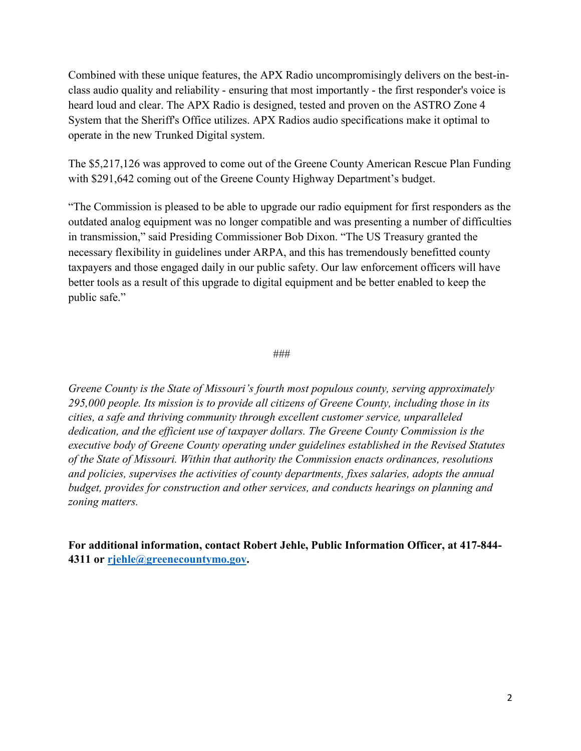Combined with these unique features, the APX Radio uncompromisingly delivers on the best-in-class audio quality and reliability - ensuring that most importantly - the first responder's voice is heard loud and clear. The APX Radio is designed, tested and proven on the ASTRO Zone 4 System that the Sheriff's Office utilizes. APX Radios audio specifications make it optimal to operate in the new Trunked Digital system.

The $5,217,126 was approved to come out of the Greene County American Rescue Plan Funding with $291,642 coming out of the Greene County Highway Department's budget.

"The Commission is pleased to be able to upgrade our radio equipment for first responders as the outdated analog equipment was no longer compatible and was presenting a number of difficulties in transmission," said Presiding Commissioner Bob Dixon. "The US Treasury granted the necessary flexibility in guidelines under ARPA, and this has tremendously benefitted county taxpayers and those engaged daily in our public safety. Our law enforcement officers will have better tools as a result of this upgrade to digital equipment and be better enabled to keep the public safe."

###

*Greene County is the State of Missouri's fourth most populous county, serving approximately 295,000 people. Its mission is to provide all citizens of Greene County, including those in its cities, a safe and thriving community through excellent customer service, unparalleled dedication, and the efficient use of taxpayer dollars. The Greene County Commission is the executive body of Greene County operating under guidelines established in the Revised Statutes of the State of Missouri. Within that authority the Commission enacts ordinances, resolutions and policies, supervises the activities of county departments, fixes salaries, adopts the annual budget, provides for construction and other services, and conducts hearings on planning and zoning matters.*

**For additional information, contact Robert Jehle, Public Information Officer, at 417-844-4311 or [rjehle@greenecountymo.gov](mailto:rjehle@greenecountymo.gov).**